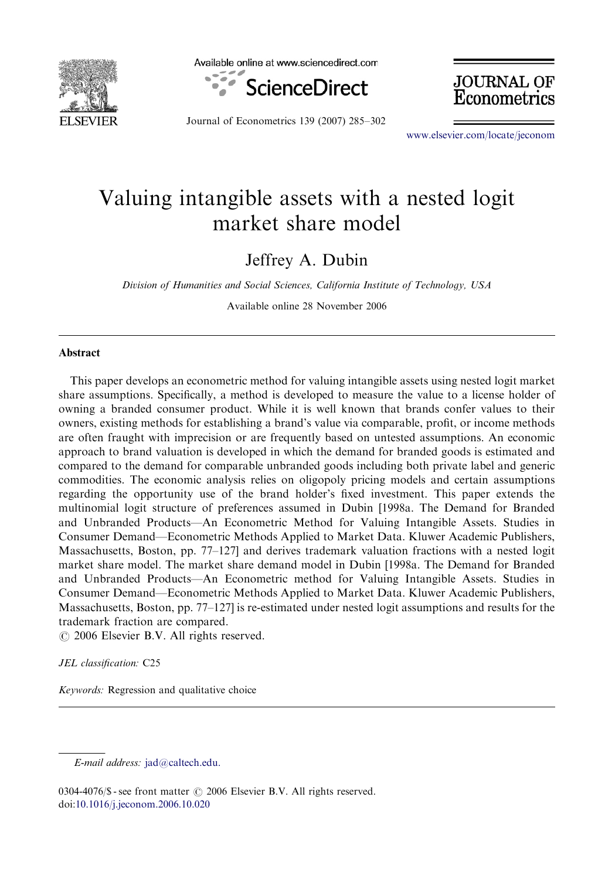# Valuing intangible assets with a nested logit market share model

Jeffrey A. Dubin

*Division of Humanities and Social Sciences, California Institute of Technology, USA*

Available online 28 November 2006

## Abstract

This paper develops an econometric method for valuing intangible assets using nested logit market share assumptions. Specifically, a method is developed to measure the value to a license holder of owning a branded consumer product. While it is well known that brands confer values to their owners, existing methods for establishing a brand's value via comparable, profit, or income methods are often fraught with imprecision or are frequently based on untested assumptions. An economic approach to brand valuation is developed in which the demand for branded goods is estimated and compared to the demand for comparable unbranded goods including both private label and generic commodities. The economic analysis relies on oligopoly pricing models and certain assumptions regarding the opportunity use of the brand holder's fixed investment. This paper extends the multinomial logit structure of preferences assumed in Dubin [1998a. The Demand for Branded and Unbranded Products—An Econometric Method for Valuing Intangible Assets. Studies in Consumer Demand—Econometric Methods Applied to Market Data. Kluwer Academic Publishers, Massachusetts, Boston, pp. 77–127] and derives trademark valuation fractions with a nested logit market share model. The market share demand model in Dubin [1998a. The Demand for Branded and Unbranded Products—An Econometric method for Valuing Intangible Assets. Studies in Consumer Demand—Econometric Methods Applied to Market Data. Kluwer Academic Publishers, Massachusetts, Boston, pp. 77–127] is re-estimated under nested logit assumptions and results for the trademark fraction are compared.

© 2006 Elsevier B.V. All rights reserved.

*JEL classification:* C25

*Keywords:* Regression and qualitative choice

---

*E-mail address:* jad@caltech.edu.

0304-4076/$ - see front matter © 2006 Elsevier B.V. All rights reserved.
doi:10.1016/j.jeconom.2006.10.020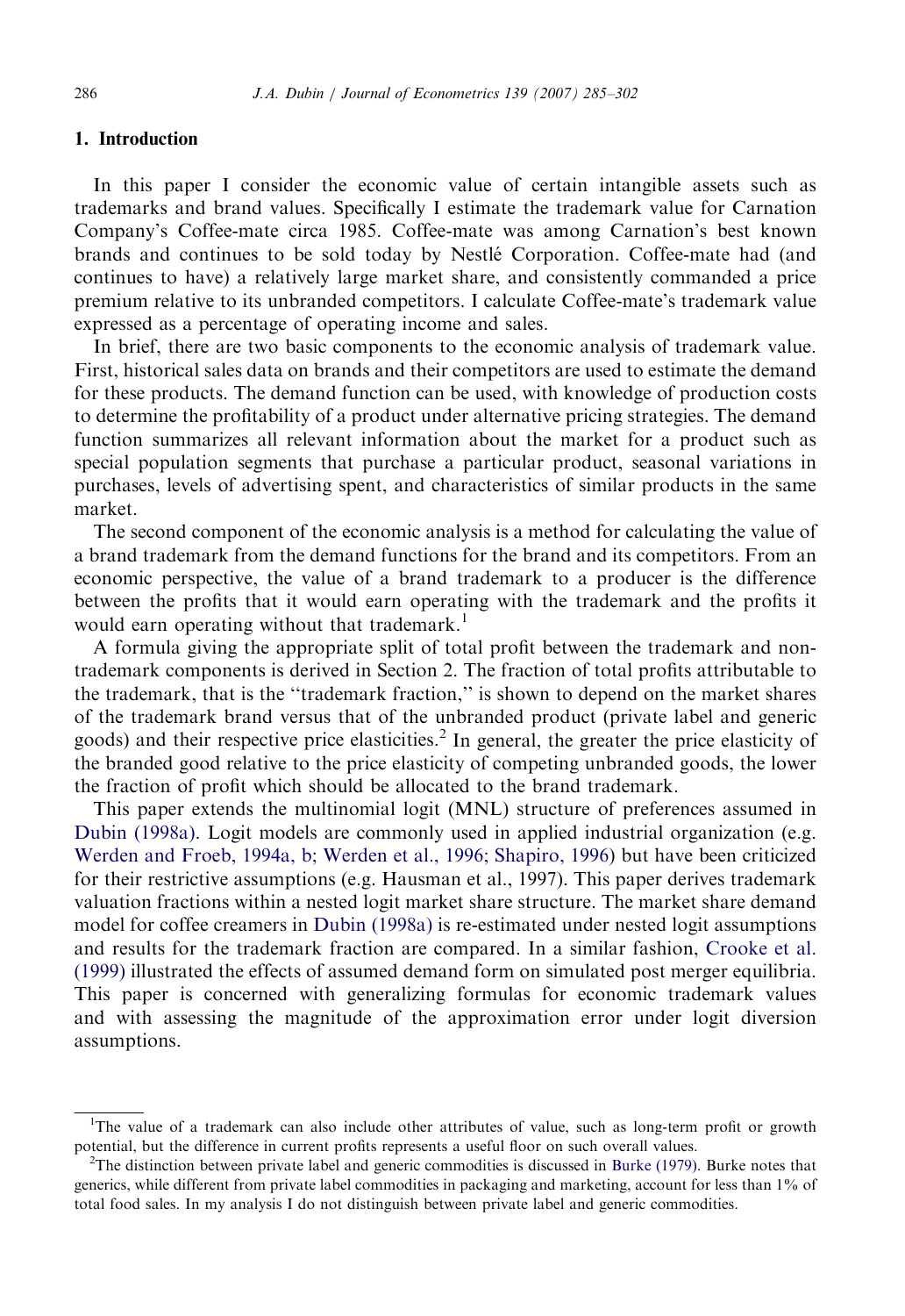## 1. Introduction

In this paper I consider the economic value of certain intangible assets such as trademarks and brand values. Specifically I estimate the trademark value for Carnation Company's Coffee-mate circa 1985. Coffee-mate was among Carnation's best known brands and continues to be sold today by Nestlé Corporation. Coffee-mate had (and continues to have) a relatively large market share, and consistently commanded a price premium relative to its unbranded competitors. I calculate Coffee-mate's trademark value expressed as a percentage of operating income and sales.

In brief, there are two basic components to the economic analysis of trademark value. First, historical sales data on brands and their competitors are used to estimate the demand for these products. The demand function can be used, with knowledge of production costs to determine the profitability of a product under alternative pricing strategies. The demand function summarizes all relevant information about the market for a product such as special population segments that purchase a particular product, seasonal variations in purchases, levels of advertising spent, and characteristics of similar products in the same market.

The second component of the economic analysis is a method for calculating the value of a brand trademark from the demand functions for the brand and its competitors. From an economic perspective, the value of a brand trademark to a producer is the difference between the profits that it would earn operating with the trademark and the profits it would earn operating without that trademark.[1]

A formula giving the appropriate split of total profit between the trademark and non-trademark components is derived in Section 2. The fraction of total profits attributable to the trademark, that is the "trademark fraction," is shown to depend on the market shares of the trademark brand versus that of the unbranded product (private label and generic goods) and their respective price elasticities.[2] In general, the greater the price elasticity of the branded good relative to the price elasticity of competing unbranded goods, the lower the fraction of profit which should be allocated to the brand trademark.

This paper extends the multinomial logit (MNL) structure of preferences assumed in Dubin (1998a). Logit models are commonly used in applied industrial organization (e.g. Werden and Froeb, 1994a, b; Werden et al., 1996; Shapiro, 1996) but have been criticized for their restrictive assumptions (e.g. Hausman et al., 1997). This paper derives trademark valuation fractions within a nested logit market share structure. The market share demand model for coffee creamers in Dubin (1998a) is re-estimated under nested logit assumptions and results for the trademark fraction are compared. In a similar fashion, Crooke et al. (1999) illustrated the effects of assumed demand form on simulated post merger equilibria. This paper is concerned with generalizing formulas for economic trademark values and with assessing the magnitude of the approximation error under logit diversion assumptions.

---

[1] The value of a trademark can also include other attributes of value, such as long-term profit or growth potential, but the difference in current profits represents a useful floor on such overall values.

[2] The distinction between private label and generic commodities is discussed in Burke (1979). Burke notes that generics, while different from private label commodities in packaging and marketing, account for less than 1% of total food sales. In my analysis I do not distinguish between private label and generic commodities.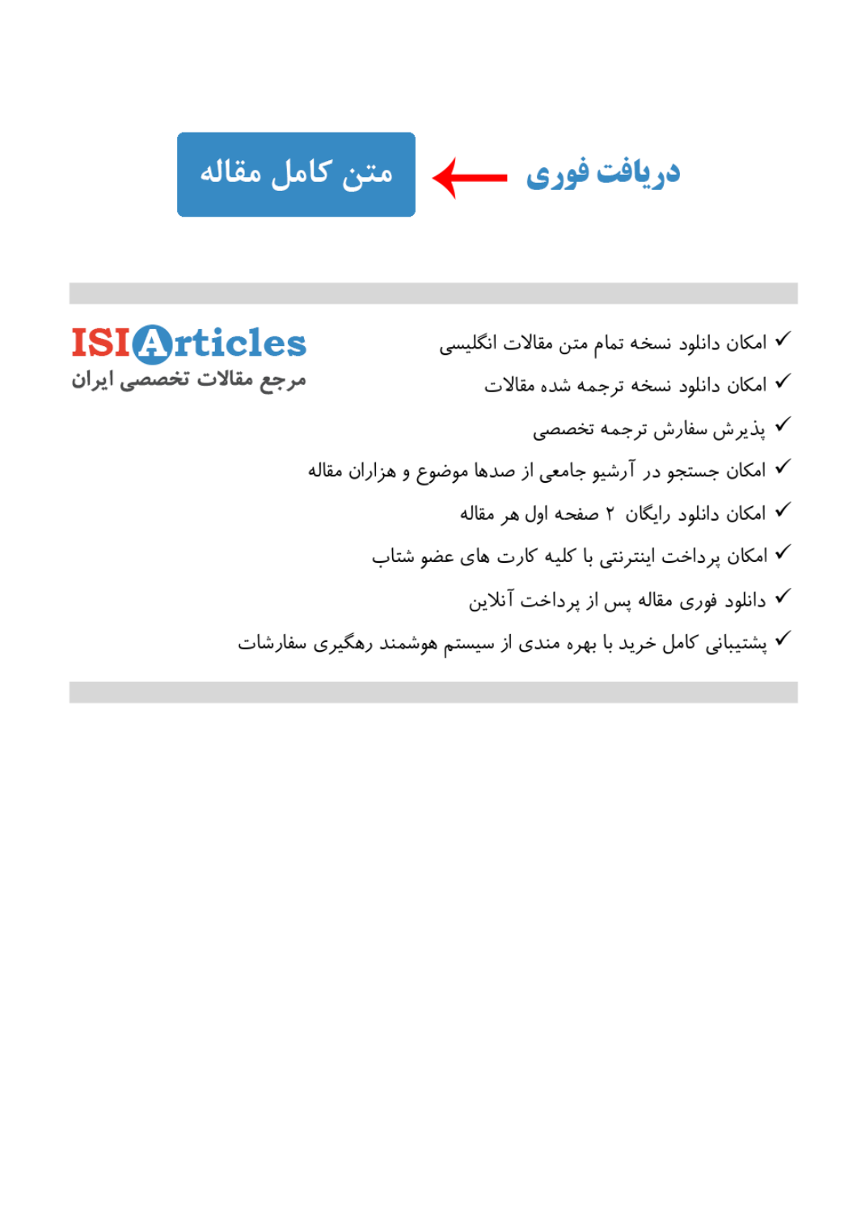دریافت فوری ← متن کامل مقاله

**ISIArticles**
مرجع مقالات تخصصی ایران

- ✓ امکان دانلود نسخه تمام متن مقالات انگلیسی
- ✓ امکان دانلود نسخه ترجمه شده مقالات
- ✓ پذیرش سفارش ترجمه تخصصی
- ✓ امکان جستجو در آرشیو جامعی از صدها موضوع و هزاران مقاله
- ✓ امکان دانلود رایگان ۲ صفحه اول هر مقاله
- ✓ امکان پرداخت اینترنتی با کلیه کارت های عضو شتاب
- ✓ دانلود فوری مقاله پس از پرداخت آنلاین
- ✓ پشتیبانی کامل خرید با بهره مندی از سیستم هوشمند رهگیری سفارشات